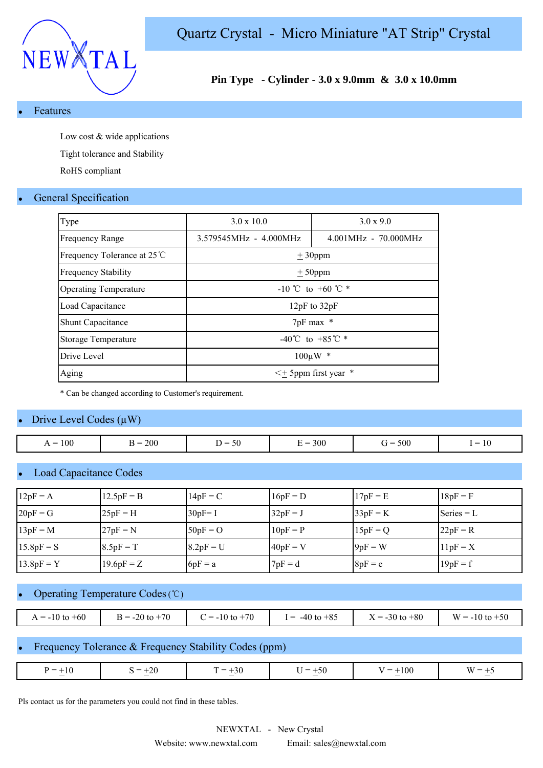NEWXTAL

# Quartz Crystal - Micro Miniature "AT Strip" Crystal

**Pin Type - Cylinder - 3.0 x 9.0mm & 3.0 x 10.0mm**

## • Features

Low cost & wide applications

Tight tolerance and Stability

RoHS compliant

## • General Specification

| Type | 3.0 x 10.0 | 3.0 x 9.0 |
|---|---|---|
| Frequency Range | 3.579545MHz - 4.000MHz | 4.001MHz - 70.000MHz |
| Frequency Tolerance at 25℃ | ±30ppm | |
| Frequency Stability | ±50ppm | |
| Operating Temperature | -10 ℃ to +60 ℃ * | |
| Load Capacitance | 12pF to 32pF | |
| Shunt Capacitance | 7pF max * | |
| Storage Temperature | -40℃ to +85℃ * | |
| Drive Level | 100μW * | |
| Aging | <± 5ppm first year * | |

* Can be changed according to Customer's requirement.

## • Drive Level Codes (μW)

| A = 100 | B = 200 | D = 50 | E = 300 | G = 500 | I = 10 |
|---|---|---|---|---|---|

## • Load Capacitance Codes

| 12pF = A | 12.5pF = B | 14pF = C | 16pF = D | 17pF = E | 18pF = F |
|---|---|---|---|---|---|
| 20pF = G | 25pF = H | 30pF= I | 32pF = J | 33pF = K | Series = L |
| 13pF = M | 27pF = N | 50pF = O | 10pF = P | 15pF = Q | 22pF = R |
| 15.8pF = S | 8.5pF = T | 8.2pF = U | 40pF = V | 9pF = W | 11pF = X |
| 13.8pF = Y | 19.6pF = Z | 6pF = a | 7pF = d | 8pF = e | 19pF = f |

## • Operating Temperature Codes (℃)

| A = -10 to +60 | B = -20 to +70 | C = -10 to +70 | I = -40 to +85 | X = -30 to +80 | W = -10 to +50 |
|---|---|---|---|---|---|

## • Frequency Tolerance & Frequency Stability Codes (ppm)

| P = ±10 | S = ±20 | T = ±30 | U = ±50 | V = ±100 | W = ±5 |
|---|---|---|---|---|---|

Pls contact us for the parameters you could not find in these tables.

NEWXTAL - New Crystal

Website: www.newxtal.com Email: sales@newxtal.com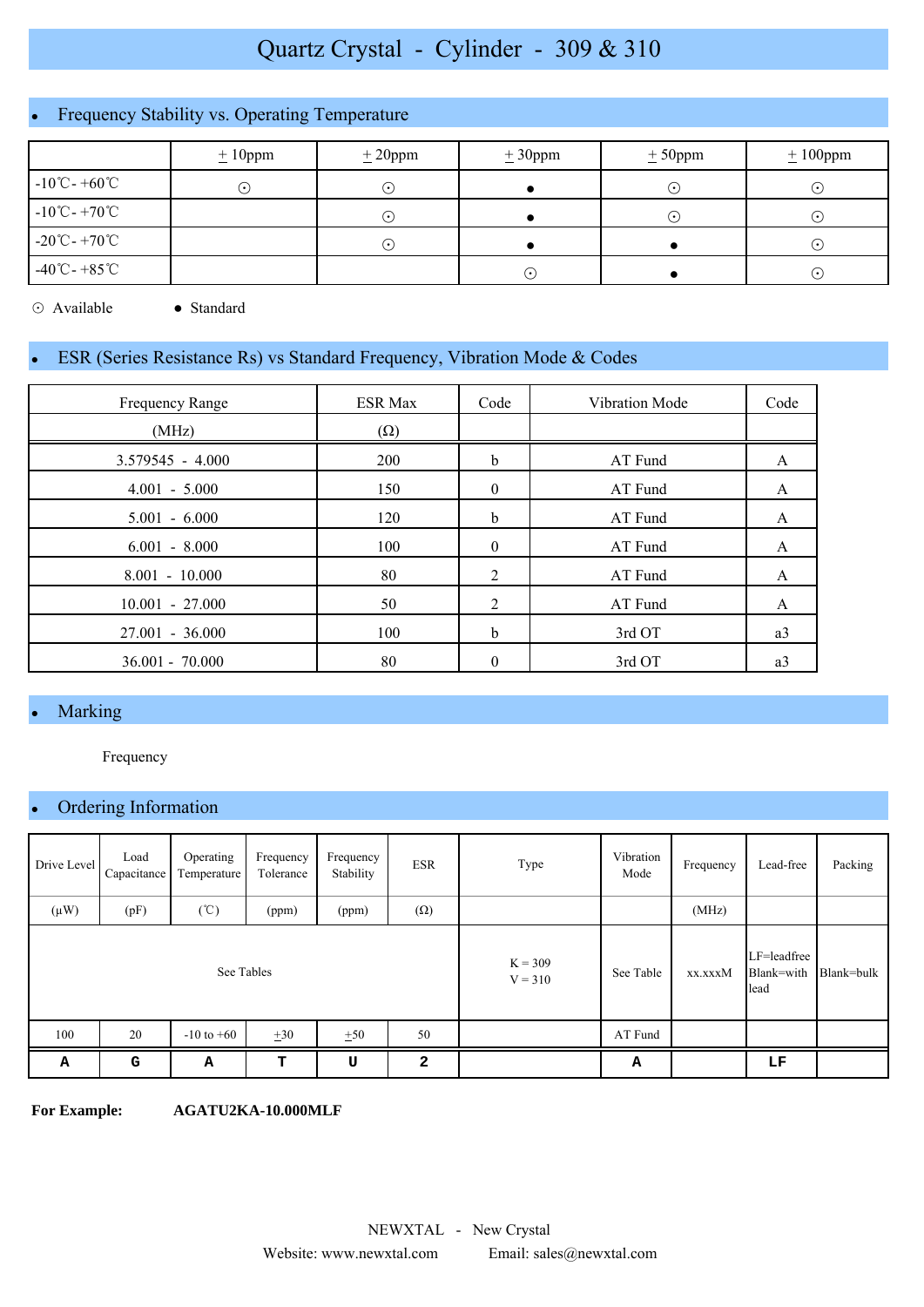# Quartz Crystal - Cylinder - 309 & 310

## Frequency Stability vs. Operating Temperature

| | ±10ppm | ±20ppm | ±30ppm | ±50ppm | ±100ppm |
|---|---|---|---|---|---|
| -10℃ - +60℃ | ⊙ | ⊙ | ● | ⊙ | ⊙ |
| -10℃ - +70℃ | | ⊙ | ● | ⊙ | ⊙ |
| -20℃ - +70℃ | | ⊙ | ● | ● | ⊙ |
| -40℃ - +85℃ | | | ⊙ | ● | ⊙ |

⊙ Available ● Standard

## ESR (Series Resistance Rs) vs Standard Frequency, Vibration Mode & Codes

| Frequency Range (MHz) | ESR Max (Ω) | Code | Vibration Mode | Code |
|---|---|---|---|---|
| 3.579545 - 4.000 | 200 | b | AT Fund | A |
| 4.001 - 5.000 | 150 | 0 | AT Fund | A |
| 5.001 - 6.000 | 120 | b | AT Fund | A |
| 6.001 - 8.000 | 100 | 0 | AT Fund | A |
| 8.001 - 10.000 | 80 | 2 | AT Fund | A |
| 10.001 - 27.000 | 50 | 2 | AT Fund | A |
| 27.001 - 36.000 | 100 | b | 3rd OT | a3 |
| 36.001 - 70.000 | 80 | 0 | 3rd OT | a3 |

## Marking

Frequency

## Ordering Information

| Drive Level | Load Capacitance | Operating Temperature | Frequency Tolerance | Frequency Stability | ESR | Type | Vibration Mode | Frequency | Lead-free | Packing |
|---|---|---|---|---|---|---|---|---|---|---|
| (µW) | (pF) | (℃) | (ppm) | (ppm) | (Ω) | | | (MHz) | | |
| See Tables | | | | | | K = 309<br>V = 310 | See Table | xx.xxxM | LF=leadfree<br>Blank=with lead | Blank=bulk |
| 100 | 20 | -10 to +60 | ±30 | ±50 | 50 | | AT Fund | | | |
| **A** | **G** | **A** | **T** | **U** | **2** | | **A** | | **LF** | |

**For Example:** **AGATU2KA-10.000MLF**

NEWXTAL - New Crystal

Website: www.newxtal.com Email: sales@newxtal.com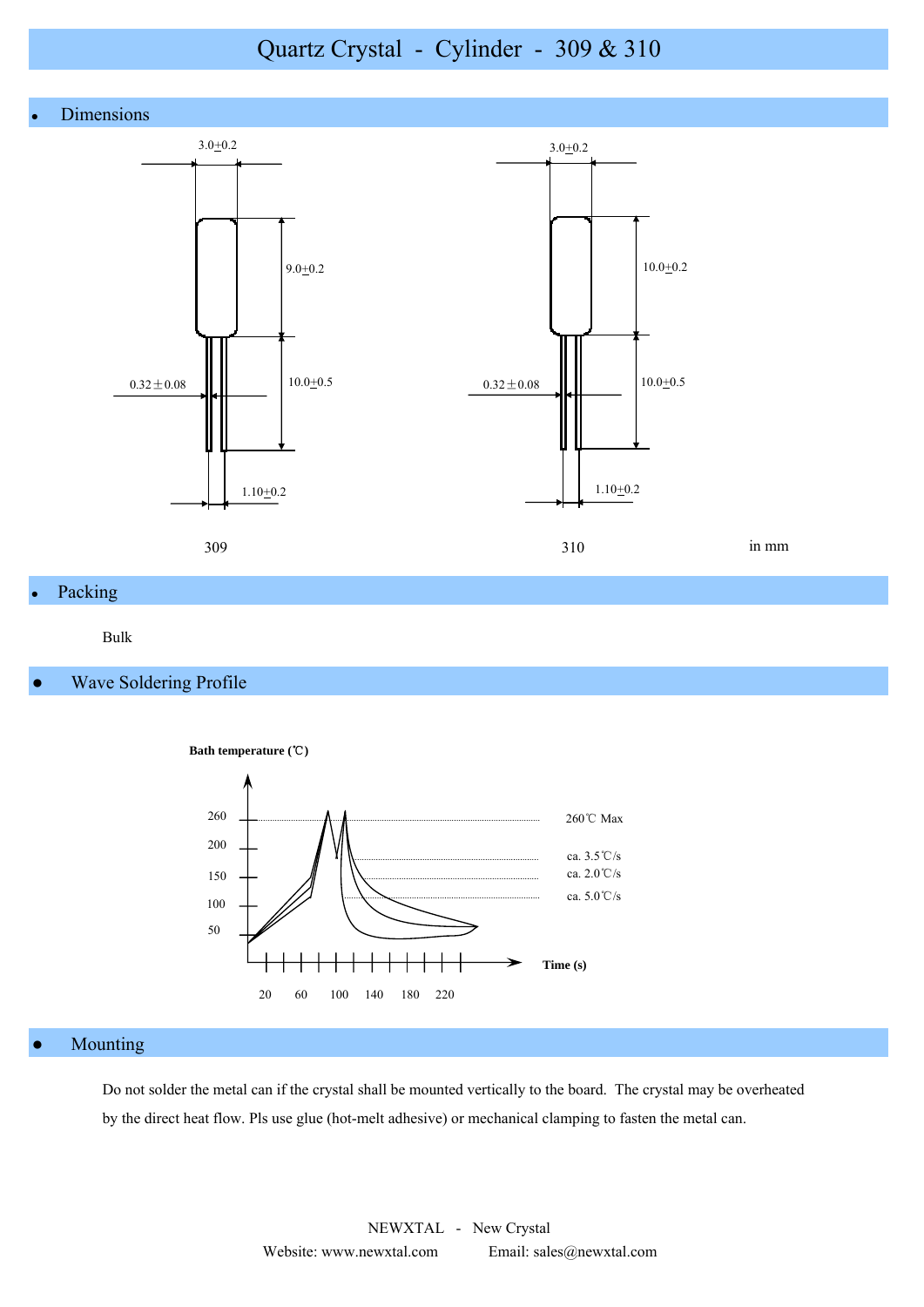# Quartz Crystal - Cylinder - 309 & 310

## Dimensions

3.0±0.2

9.0±0.2

0.32±0.08

10.0±0.5

1.10±0.2

309

3.0±0.2

10.0±0.2

0.32±0.08

10.0±0.5

1.10±0.2

310

in mm

## Packing

Bulk

## Wave Soldering Profile

**Bath temperature (℃)**

260

200

150

100

50

260℃ Max

ca. 3.5℃/s

ca. 2.0℃/s

ca. 5.0℃/s

20 60 100 140 180 220

**Time (s)**

## Mounting

Do not solder the metal can if the crystal shall be mounted vertically to the board. The crystal may be overheated by the direct heat flow. Pls use glue (hot-melt adhesive) or mechanical clamping to fasten the metal can.

NEWXTAL - New Crystal

Website: www.newxtal.com Email: sales@newxtal.com